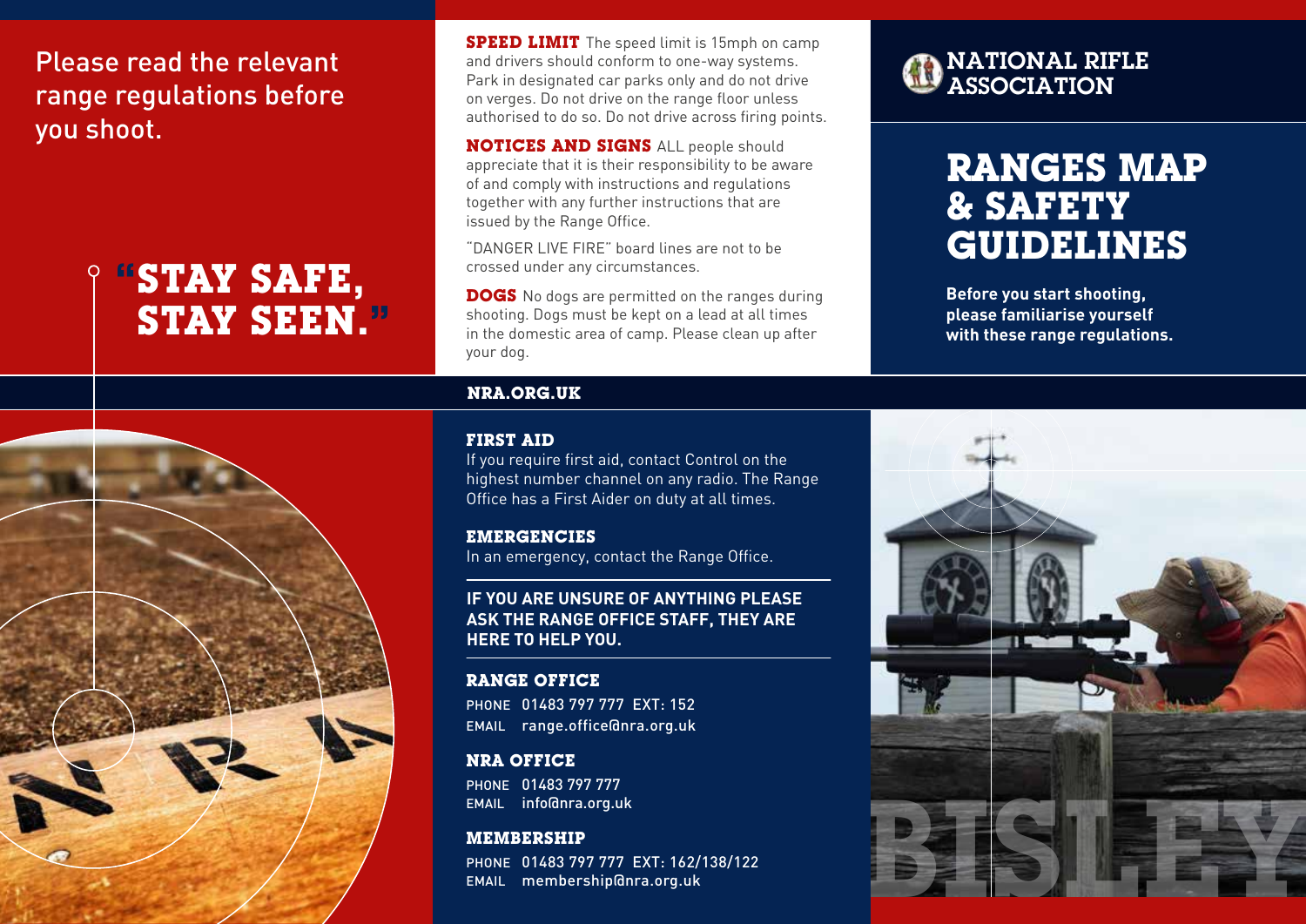# NATIONAL RIFLE ASSOCIATION

# RANGES MAP & SAFETY GUIDELINES

**Before you start shooting, please familiarise yourself with these range regulations.**

Please read the relevant range regulations before you shoot.

## "STAY SAFE, STAY SEEN."

**SPEED LIMIT** The speed limit is 15mph on camp and drivers should conform to one-way systems. Park in designated car parks only and do not drive on verges. Do not drive on the range floor unless authorised to do so. Do not drive across firing points.

**NOTICES AND SIGNS** ALL people should appreciate that it is their responsibility to be aware of and comply with instructions and regulations together with any further instructions that are issued by the Range Office.

"DANGER LIVE FIRE" board lines are not to be crossed under any circumstances.

**DOGS** No dogs are permitted on the ranges during shooting. Dogs must be kept on a lead at all times in the domestic area of camp. Please clean up after your dog.

**NRA.ORG.UK**

### FIRST AID

If you require first aid, contact Control on the highest number channel on any radio. The Range Office has a First Aider on duty at all times.

### EMERGENCIES

In an emergency, contact the Range Office.

**IF YOU ARE UNSURE OF ANYTHING PLEASE ASK THE RANGE OFFICE STAFF, THEY ARE HERE TO HELP YOU.**

### RANGE OFFICE

PHONE 01483 797 777 EXT: 152
EMAIL range.office@nra.org.uk

### NRA OFFICE

PHONE 01483 797 777
EMAIL info@nra.org.uk

### MEMBERSHIP

PHONE 01483 797 777 EXT: 162/138/122
EMAIL membership@nra.org.uk

BISLEY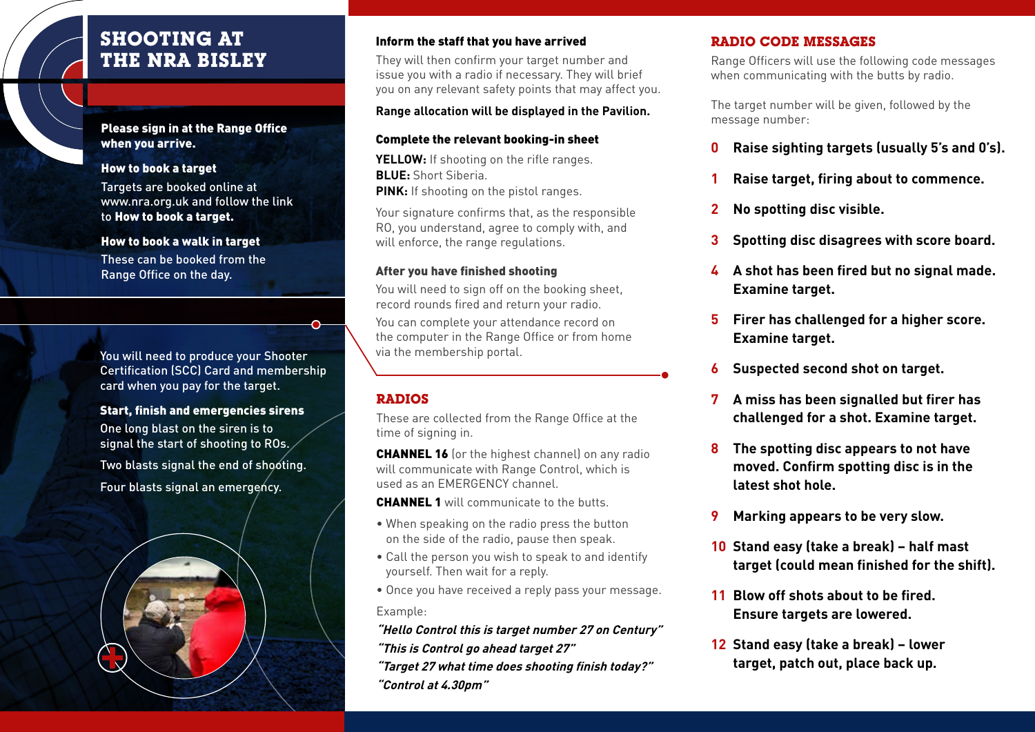# SHOOTING AT THE NRA BISLEY

**Please sign in at the Range Office when you arrive.**

**How to book a target**

Targets are booked online at www.nra.org.uk and follow the link to **How to book a target.**

**How to book a walk in target**

These can be booked from the Range Office on the day.

You will need to produce your Shooter Certification (SCC) Card and membership card when you pay for the target.

**Start, finish and emergencies sirens**

One long blast on the siren is to signal the start of shooting to ROs.

Two blasts signal the end of shooting.

Four blasts signal an emergency.

**Inform the staff that you have arrived**

They will then confirm your target number and issue you with a radio if necessary. They will brief you on any relevant safety points that may affect you.

**Range allocation will be displayed in the Pavilion.**

**Complete the relevant booking-in sheet**

**YELLOW:** If shooting on the rifle ranges.
**BLUE:** Short Siberia.
**PINK:** If shooting on the pistol ranges.

Your signature confirms that, as the responsible RO, you understand, agree to comply with, and will enforce, the range regulations.

**After you have finished shooting**

You will need to sign off on the booking sheet, record rounds fired and return your radio.

You can complete your attendance record on the computer in the Range Office or from home via the membership portal.

## RADIOS

These are collected from the Range Office at the time of signing in.

**CHANNEL 16** (or the highest channel) on any radio will communicate with Range Control, which is used as an EMERGENCY channel.

**CHANNEL 1** will communicate to the butts.

- When speaking on the radio press the button on the side of the radio, pause then speak.
- Call the person you wish to speak to and identify yourself. Then wait for a reply.
- Once you have received a reply pass your message.

Example:

***"Hello Control this is target number 27 on Century"***
***"This is Control go ahead target 27"***
***"Target 27 what time does shooting finish today?"***
***"Control at 4.30pm"***

## RADIO CODE MESSAGES

Range Officers will use the following code messages when communicating with the butts by radio.

The target number will be given, followed by the message number:

**0** **Raise sighting targets (usually 5's and 0's).**

**1** **Raise target, firing about to commence.**

**2** **No spotting disc visible.**

**3** **Spotting disc disagrees with score board.**

**4** **A shot has been fired but no signal made. Examine target.**

**5** **Firer has challenged for a higher score. Examine target.**

**6** **Suspected second shot on target.**

**7** **A miss has been signalled but firer has challenged for a shot. Examine target.**

**8** **The spotting disc appears to not have moved. Confirm spotting disc is in the latest shot hole.**

**9** **Marking appears to be very slow.**

**10** **Stand easy (take a break) – half mast target (could mean finished for the shift).**

**11** **Blow off shots about to be fired. Ensure targets are lowered.**

**12** **Stand easy (take a break) – lower target, patch out, place back up.**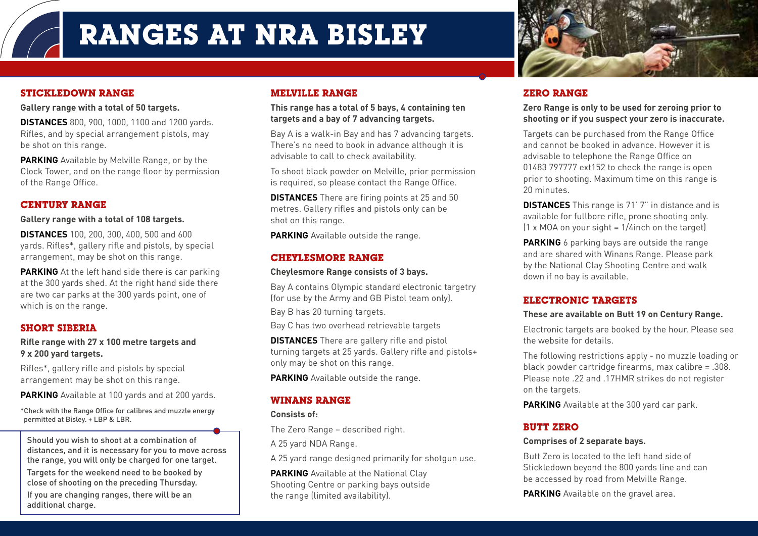# RANGES AT NRA BISLEY

## STICKLEDOWN RANGE

**Gallery range with a total of 50 targets.**

**DISTANCES** 800, 900, 1000, 1100 and 1200 yards. Rifles, and by special arrangement pistols, may be shot on this range.

**PARKING** Available by Melville Range, or by the Clock Tower, and on the range floor by permission of the Range Office.

## CENTURY RANGE

**Gallery range with a total of 108 targets.**

**DISTANCES** 100, 200, 300, 400, 500 and 600 yards. Rifles*, gallery rifle and pistols, by special arrangement, may be shot on this range.

**PARKING** At the left hand side there is car parking at the 300 yards shed. At the right hand side there are two car parks at the 300 yards point, one of which is on the range.

## SHORT SIBERIA

**Rifle range with 27 x 100 metre targets and 9 x 200 yard targets.**

Rifles*, gallery rifle and pistols by special arrangement may be shot on this range.

**PARKING** Available at 100 yards and at 200 yards.

*Check with the Range Office for calibres and muzzle energy permitted at Bisley. + LBP & LBR.

Should you wish to shoot at a combination of distances, and it is necessary for you to move across the range, you will only be charged for one target.

Targets for the weekend need to be booked by close of shooting on the preceding Thursday.

If you are changing ranges, there will be an additional charge.

## MELVILLE RANGE

**This range has a total of 5 bays, 4 containing ten targets and a bay of 7 advancing targets.**

Bay A is a walk-in Bay and has 7 advancing targets. There's no need to book in advance although it is advisable to call to check availability.

To shoot black powder on Melville, prior permission is required, so please contact the Range Office.

**DISTANCES** There are firing points at 25 and 50 metres. Gallery rifles and pistols only can be shot on this range.

**PARKING** Available outside the range.

## CHEYLESMORE RANGE

**Cheylesmore Range consists of 3 bays.**

Bay A contains Olympic standard electronic targetry (for use by the Army and GB Pistol team only).

Bay B has 20 turning targets.

Bay C has two overhead retrievable targets

**DISTANCES** There are gallery rifle and pistol turning targets at 25 yards. Gallery rifle and pistols+ only may be shot on this range.

**PARKING** Available outside the range.

## WINANS RANGE

**Consists of:**

The Zero Range – described right.

A 25 yard NDA Range.

A 25 yard range designed primarily for shotgun use.

**PARKING** Available at the National Clay Shooting Centre or parking bays outside the range (limited availability).

## ZERO RANGE

**Zero Range is only to be used for zeroing prior to shooting or if you suspect your zero is inaccurate.**

Targets can be purchased from the Range Office and cannot be booked in advance. However it is advisable to telephone the Range Office on 01483 797777 ext152 to check the range is open prior to shooting. Maximum time on this range is 20 minutes.

**DISTANCES** This range is 71' 7" in distance and is available for fullbore rifle, prone shooting only. (1 x MOA on your sight = 1/4inch on the target)

**PARKING** 6 parking bays are outside the range and are shared with Winans Range. Please park by the National Clay Shooting Centre and walk down if no bay is available.

## ELECTRONIC TARGETS

**These are available on Butt 19 on Century Range.**

Electronic targets are booked by the hour. Please see the website for details.

The following restrictions apply - no muzzle loading or black powder cartridge firearms, max calibre = .308. Please note .22 and .17HMR strikes do not register on the targets.

**PARKING** Available at the 300 yard car park.

## BUTT ZERO

**Comprises of 2 separate bays.**

Butt Zero is located to the left hand side of Stickledown beyond the 800 yards line and can be accessed by road from Melville Range.

**PARKING** Available on the gravel area.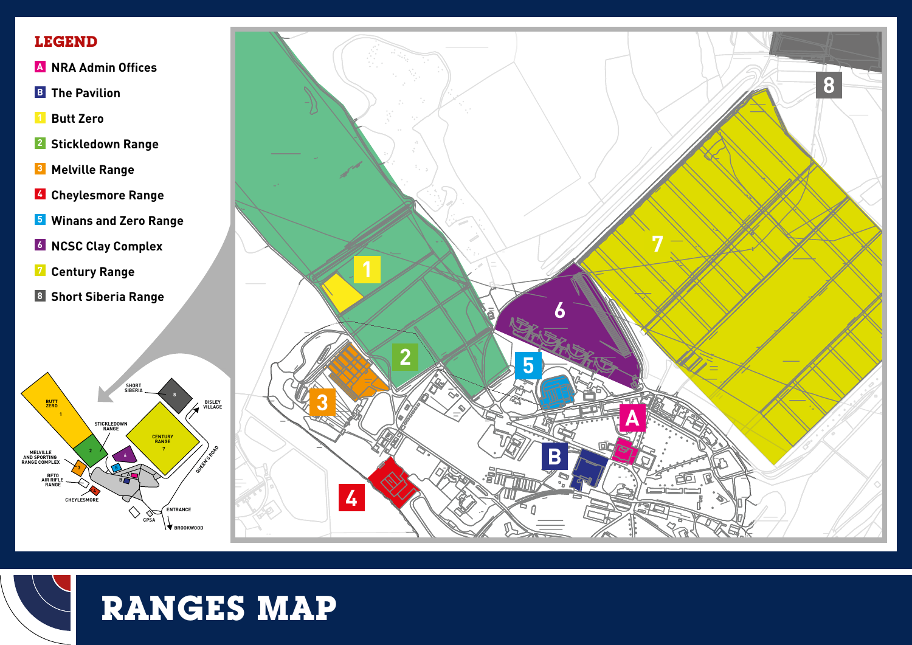## LEGEND

- A NRA Admin Offices
- B The Pavilion
- 1 Butt Zero
- 2 Stickledown Range
- 3 Melville Range
- 4 Cheylesmore Range
- 5 Winans and Zero Range
- 6 NCSC Clay Complex
- 7 Century Range
- 8 Short Siberia Range

BUTT ZERO
1
STICKLEDOWN RANGE
2
MELVILLE AND SPORTING RANGE COMPLEX
3
BFTO AIR RIFLE RANGE
CHEYLESMORE
4
SHORT SIBERIA
8
BISLEY VILLAGE
CENTURY RANGE
7
QUEEN'S ROAD
6
5
A
B
ENTRANCE
CPSA
BROOKWOOD

1
2
3
4
5
6
7
8
A
B

# RANGES MAP